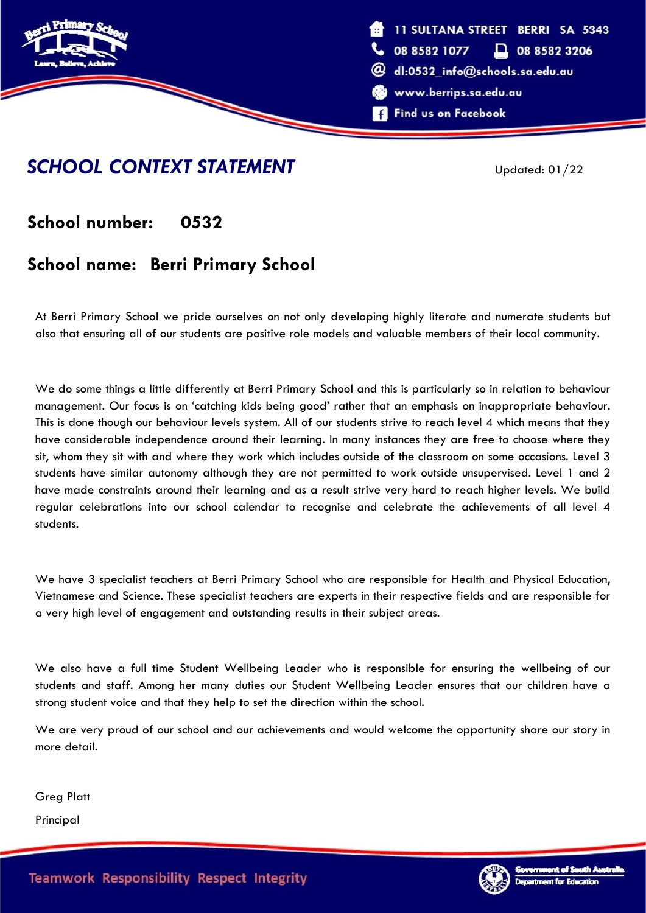11 SULTANA STREET BERRI SA 5343
08 8582 1077 08 8582 3206
dl:0532_info@schools.sa.edu.au
www.berrips.sa.edu.au
Find us on Facebook

# *SCHOOL CONTEXT STATEMENT*

Updated: 01/22

## School number: 0532

## School name: Berri Primary School

At Berri Primary School we pride ourselves on not only developing highly literate and numerate students but also that ensuring all of our students are positive role models and valuable members of their local community.

We do some things a little differently at Berri Primary School and this is particularly so in relation to behaviour management. Our focus is on 'catching kids being good' rather that an emphasis on inappropriate behaviour. This is done though our behaviour levels system. All of our students strive to reach level 4 which means that they have considerable independence around their learning. In many instances they are free to choose where they sit, whom they sit with and where they work which includes outside of the classroom on some occasions. Level 3 students have similar autonomy although they are not permitted to work outside unsupervised. Level 1 and 2 have made constraints around their learning and as a result strive very hard to reach higher levels. We build regular celebrations into our school calendar to recognise and celebrate the achievements of all level 4 students.

We have 3 specialist teachers at Berri Primary School who are responsible for Health and Physical Education, Vietnamese and Science. These specialist teachers are experts in their respective fields and are responsible for a very high level of engagement and outstanding results in their subject areas.

We also have a full time Student Wellbeing Leader who is responsible for ensuring the wellbeing of our students and staff. Among her many duties our Student Wellbeing Leader ensures that our children have a strong student voice and that they help to set the direction within the school.

We are very proud of our school and our achievements and would welcome the opportunity share our story in more detail.

Greg Platt

Principal

Teamwork Responsibility Respect Integrity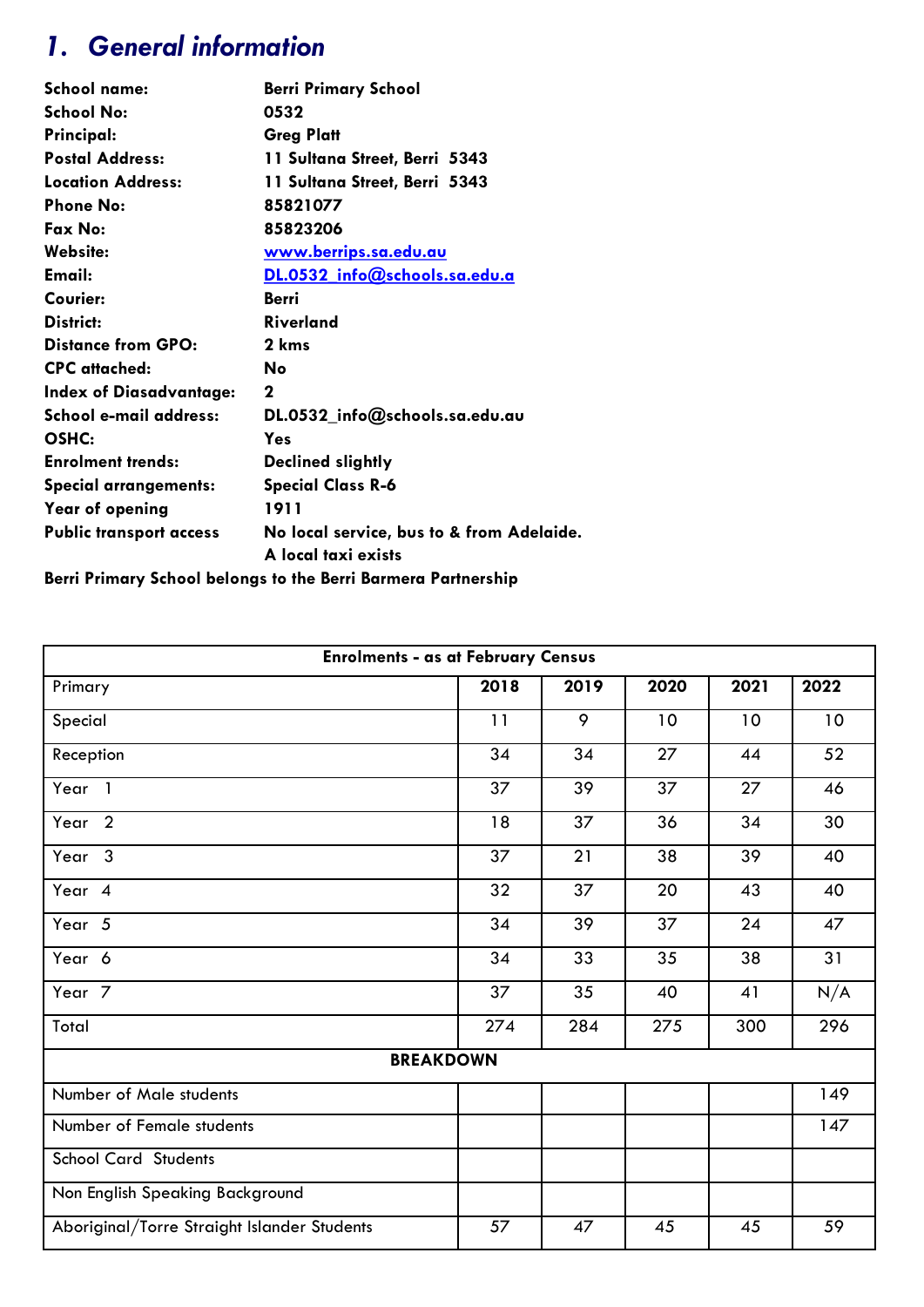# *1. General information*

**School name:** **Berri Primary School**
**School No:** **0532**
**Principal:** **Greg Platt**
**Postal Address:** **11 Sultana Street, Berri 5343**
**Location Address:** **11 Sultana Street, Berri 5343**
**Phone No:** **85821077**
**Fax No:** **85823206**
**Website:** **www.berrips.sa.edu.au**
**Email:** **DL.0532_info@schools.sa.edu.a**
**Courier:** **Berri**
**District:** **Riverland**
**Distance from GPO:** **2 kms**
**CPC attached:** **No**
**Index of Diasadvantage:** **2**
**School e-mail address:** **DL.0532_info@schools.sa.edu.au**
**OSHC:** **Yes**
**Enrolment trends:** **Declined slightly**
**Special arrangements:** **Special Class R-6**
**Year of opening** **1911**
**Public transport access** **No local service, bus to & from Adelaide. A local taxi exists**

**Berri Primary School belongs to the Berri Barmera Partnership**

| **Enrolments - as at February Census** | | | | | |
|---|---|---|---|---|---|
| Primary | **2018** | **2019** | **2020** | **2021** | **2022** |
| Special | 11 | 9 | 10 | 10 | 10 |
| Reception | 34 | 34 | 27 | 44 | 52 |
| Year 1 | 37 | 39 | 37 | 27 | 46 |
| Year 2 | 18 | 37 | 36 | 34 | 30 |
| Year 3 | 37 | 21 | 38 | 39 | 40 |
| Year 4 | 32 | 37 | 20 | 43 | 40 |
| Year 5 | 34 | 39 | 37 | 24 | 47 |
| Year 6 | 34 | 33 | 35 | 38 | 31 |
| Year 7 | 37 | 35 | 40 | 41 | N/A |
| Total | 274 | 284 | 275 | 300 | 296 |
| **BREAKDOWN** | | | | | |
| Number of Male students | | | | | 149 |
| Number of Female students | | | | | 147 |
| School Card Students | | | | | |
| Non English Speaking Background | | | | | |
| Aboriginal/Torre Straight Islander Students | 57 | 47 | 45 | 45 | 59 |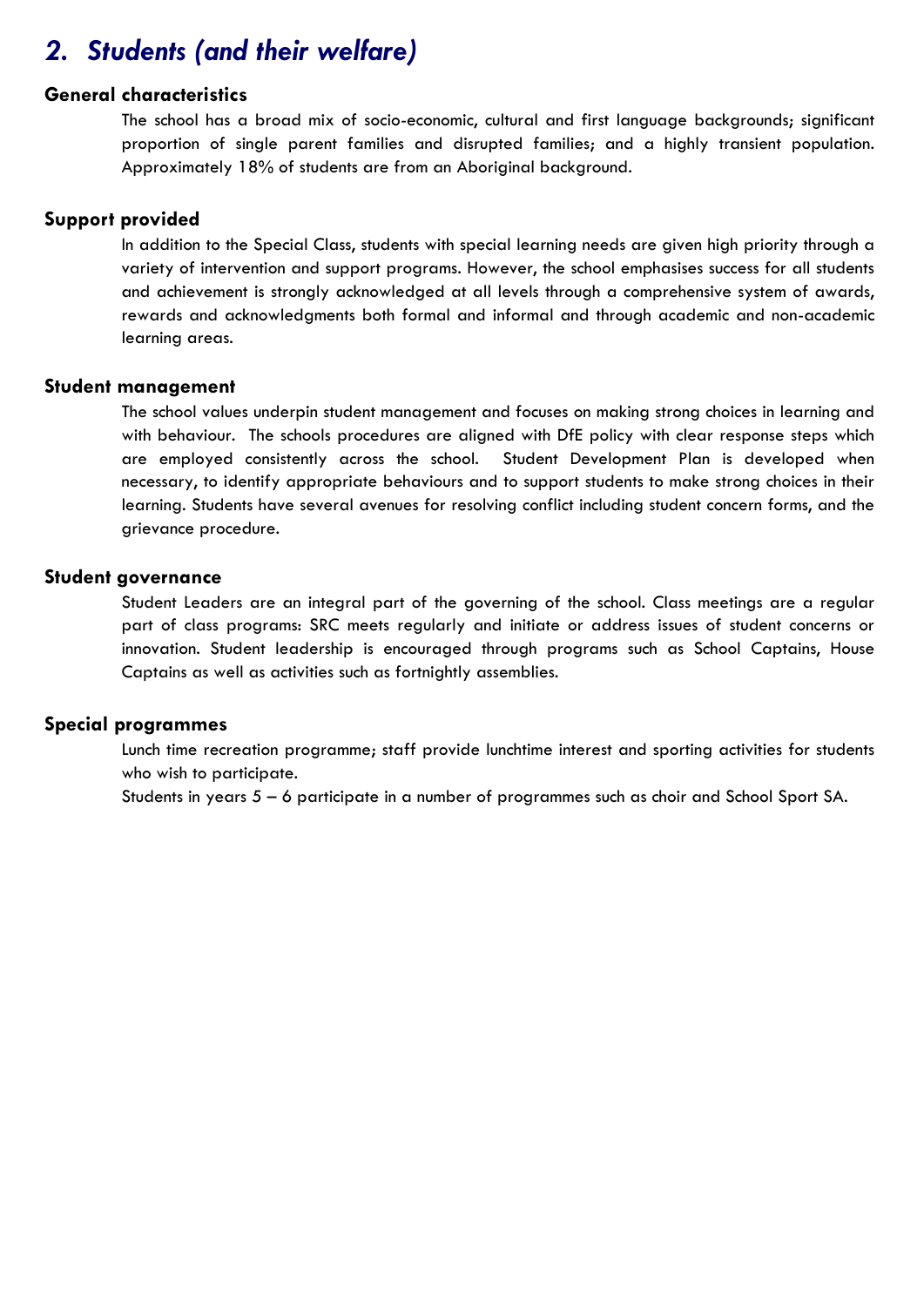## *2. Students (and their welfare)*

### General characteristics

The school has a broad mix of socio-economic, cultural and first language backgrounds; significant proportion of single parent families and disrupted families; and a highly transient population. Approximately 18% of students are from an Aboriginal background.

### Support provided

In addition to the Special Class, students with special learning needs are given high priority through a variety of intervention and support programs. However, the school emphasises success for all students and achievement is strongly acknowledged at all levels through a comprehensive system of awards, rewards and acknowledgments both formal and informal and through academic and non-academic learning areas.

### Student management

The school values underpin student management and focuses on making strong choices in learning and with behaviour. The schools procedures are aligned with DfE policy with clear response steps which are employed consistently across the school. Student Development Plan is developed when necessary, to identify appropriate behaviours and to support students to make strong choices in their learning. Students have several avenues for resolving conflict including student concern forms, and the grievance procedure.

### Student governance

Student Leaders are an integral part of the governing of the school. Class meetings are a regular part of class programs: SRC meets regularly and initiate or address issues of student concerns or innovation. Student leadership is encouraged through programs such as School Captains, House Captains as well as activities such as fortnightly assemblies.

### Special programmes

Lunch time recreation programme; staff provide lunchtime interest and sporting activities for students who wish to participate.

Students in years 5 – 6 participate in a number of programmes such as choir and School Sport SA.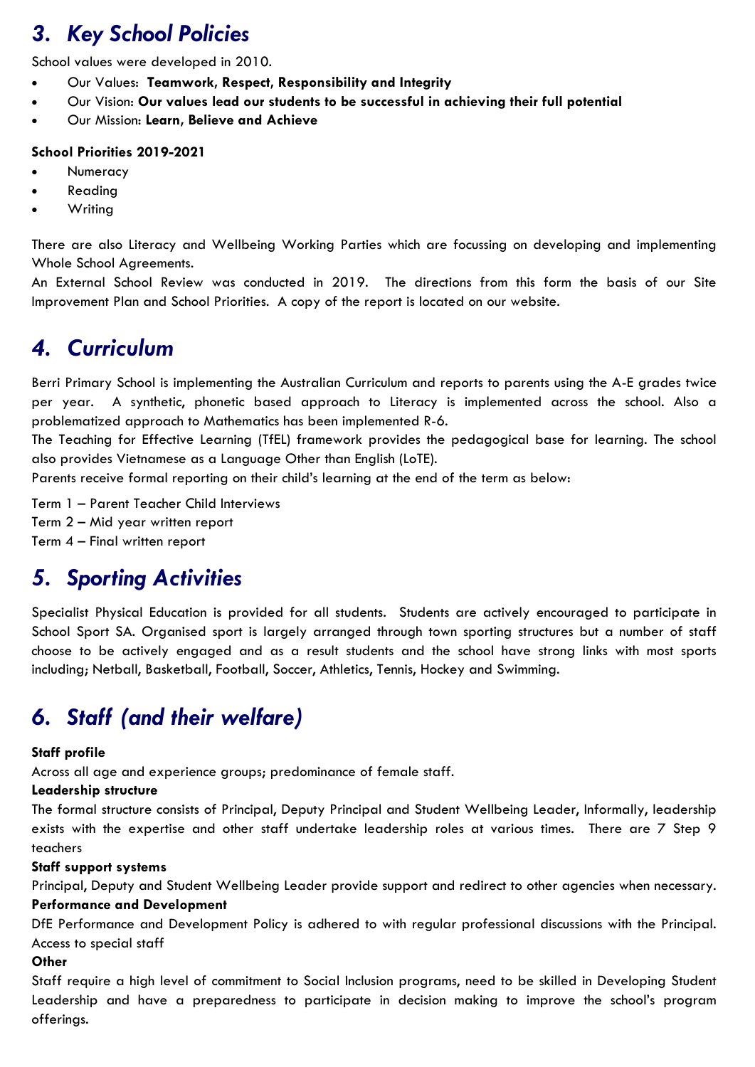## *3. Key School Policies*

School values were developed in 2010.

- Our Values: **Teamwork, Respect, Responsibility and Integrity**
- Our Vision: **Our values lead our students to be successful in achieving their full potential**
- Our Mission: **Learn, Believe and Achieve**

**School Priorities 2019-2021**

- Numeracy
- Reading
- Writing

There are also Literacy and Wellbeing Working Parties which are focussing on developing and implementing Whole School Agreements.

An External School Review was conducted in 2019. The directions from this form the basis of our Site Improvement Plan and School Priorities. A copy of the report is located on our website.

## *4. Curriculum*

Berri Primary School is implementing the Australian Curriculum and reports to parents using the A-E grades twice per year. A synthetic, phonetic based approach to Literacy is implemented across the school. Also a problematized approach to Mathematics has been implemented R-6.

The Teaching for Effective Learning (TfEL) framework provides the pedagogical base for learning. The school also provides Vietnamese as a Language Other than English (LoTE).

Parents receive formal reporting on their child's learning at the end of the term as below:

Term 1 – Parent Teacher Child Interviews

Term 2 – Mid year written report

Term 4 – Final written report

## *5. Sporting Activities*

Specialist Physical Education is provided for all students. Students are actively encouraged to participate in School Sport SA. Organised sport is largely arranged through town sporting structures but a number of staff choose to be actively engaged and as a result students and the school have strong links with most sports including; Netball, Basketball, Football, Soccer, Athletics, Tennis, Hockey and Swimming.

## *6. Staff (and their welfare)*

**Staff profile**

Across all age and experience groups; predominance of female staff.

**Leadership structure**

The formal structure consists of Principal, Deputy Principal and Student Wellbeing Leader, Informally, leadership exists with the expertise and other staff undertake leadership roles at various times. There are 7 Step 9 teachers

**Staff support systems**

Principal, Deputy and Student Wellbeing Leader provide support and redirect to other agencies when necessary.

**Performance and Development**

DfE Performance and Development Policy is adhered to with regular professional discussions with the Principal.

Access to special staff

**Other**

Staff require a high level of commitment to Social Inclusion programs, need to be skilled in Developing Student Leadership and have a preparedness to participate in decision making to improve the school's program offerings.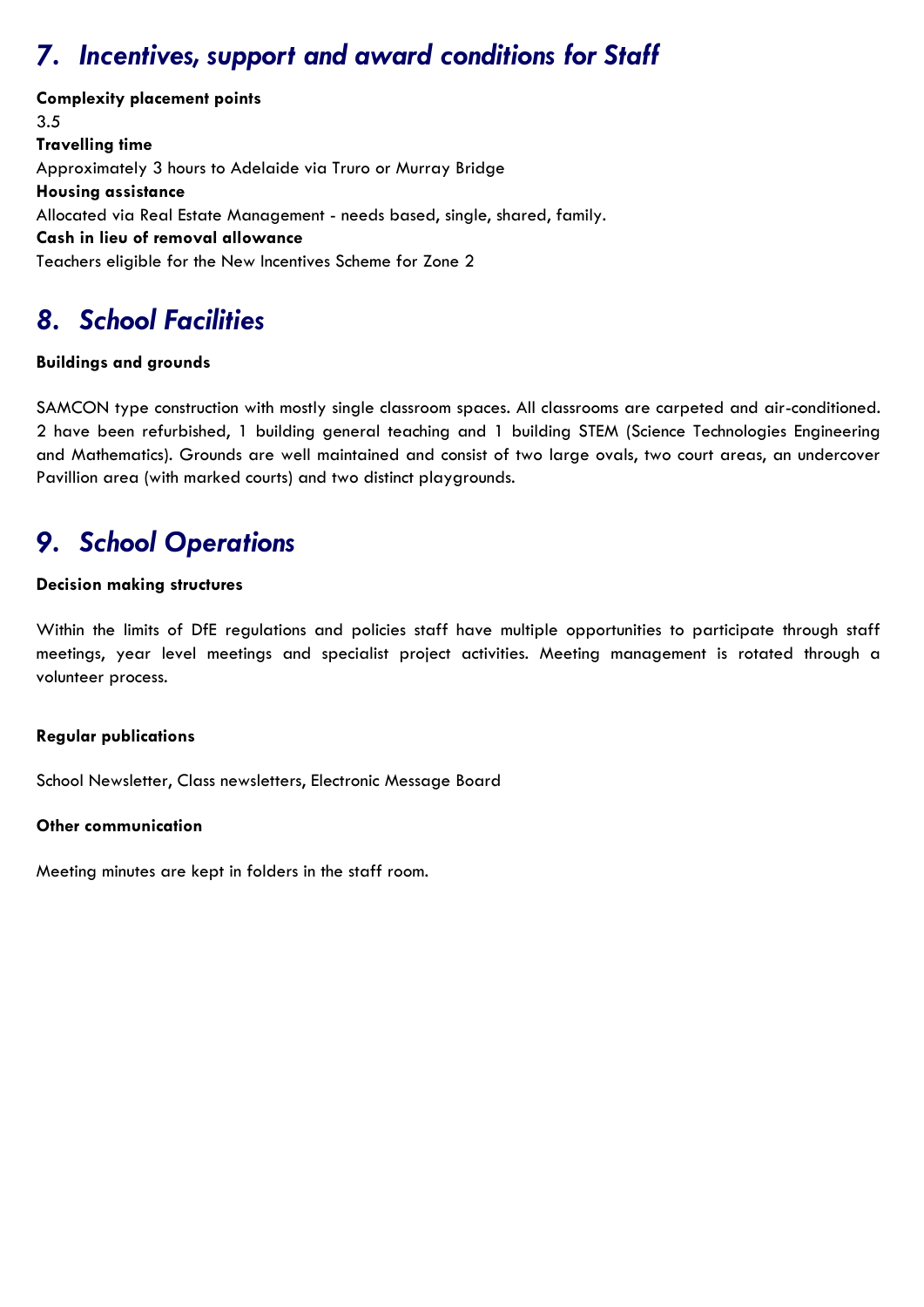## *7. Incentives, support and award conditions for Staff*

**Complexity placement points**
3.5
**Travelling time**
Approximately 3 hours to Adelaide via Truro or Murray Bridge
**Housing assistance**
Allocated via Real Estate Management - needs based, single, shared, family.
**Cash in lieu of removal allowance**
Teachers eligible for the New Incentives Scheme for Zone 2

## *8. School Facilities*

**Buildings and grounds**

SAMCON type construction with mostly single classroom spaces. All classrooms are carpeted and air-conditioned. 2 have been refurbished, 1 building general teaching and 1 building STEM (Science Technologies Engineering and Mathematics). Grounds are well maintained and consist of two large ovals, two court areas, an undercover Pavillion area (with marked courts) and two distinct playgrounds.

## *9. School Operations*

**Decision making structures**

Within the limits of DfE regulations and policies staff have multiple opportunities to participate through staff meetings, year level meetings and specialist project activities. Meeting management is rotated through a volunteer process.

**Regular publications**

School Newsletter, Class newsletters, Electronic Message Board

**Other communication**

Meeting minutes are kept in folders in the staff room.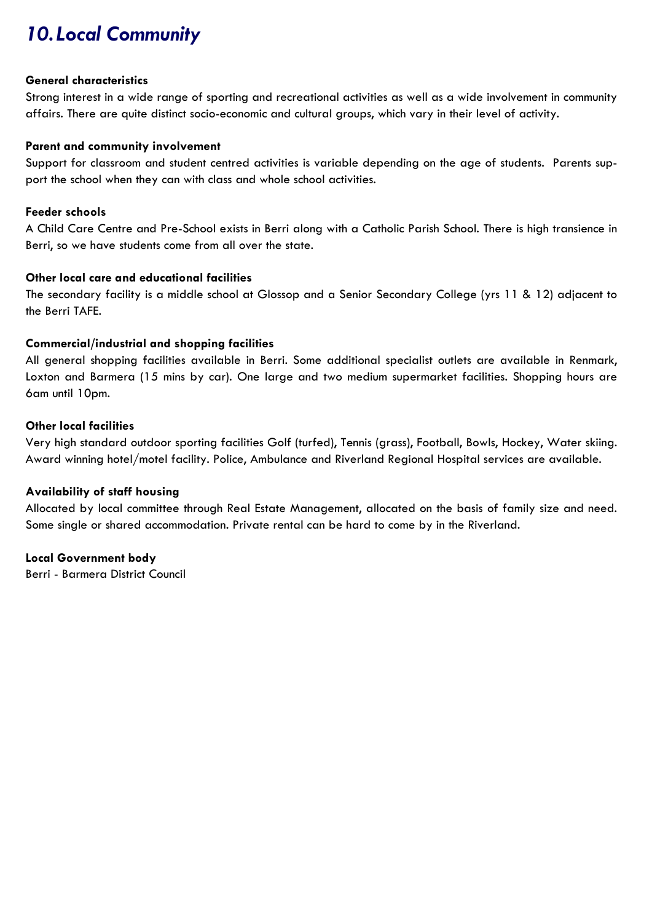# 10. Local Community

**General characteristics**

Strong interest in a wide range of sporting and recreational activities as well as a wide involvement in community affairs. There are quite distinct socio-economic and cultural groups, which vary in their level of activity.

**Parent and community involvement**

Support for classroom and student centred activities is variable depending on the age of students. Parents support the school when they can with class and whole school activities.

**Feeder schools**

A Child Care Centre and Pre-School exists in Berri along with a Catholic Parish School. There is high transience in Berri, so we have students come from all over the state.

**Other local care and educational facilities**

The secondary facility is a middle school at Glossop and a Senior Secondary College (yrs 11 & 12) adjacent to the Berri TAFE.

**Commercial/industrial and shopping facilities**

All general shopping facilities available in Berri. Some additional specialist outlets are available in Renmark, Loxton and Barmera (15 mins by car). One large and two medium supermarket facilities. Shopping hours are 6am until 10pm.

**Other local facilities**

Very high standard outdoor sporting facilities Golf (turfed), Tennis (grass), Football, Bowls, Hockey, Water skiing. Award winning hotel/motel facility. Police, Ambulance and Riverland Regional Hospital services are available.

**Availability of staff housing**

Allocated by local committee through Real Estate Management, allocated on the basis of family size and need. Some single or shared accommodation. Private rental can be hard to come by in the Riverland.

**Local Government body**

Berri - Barmera District Council